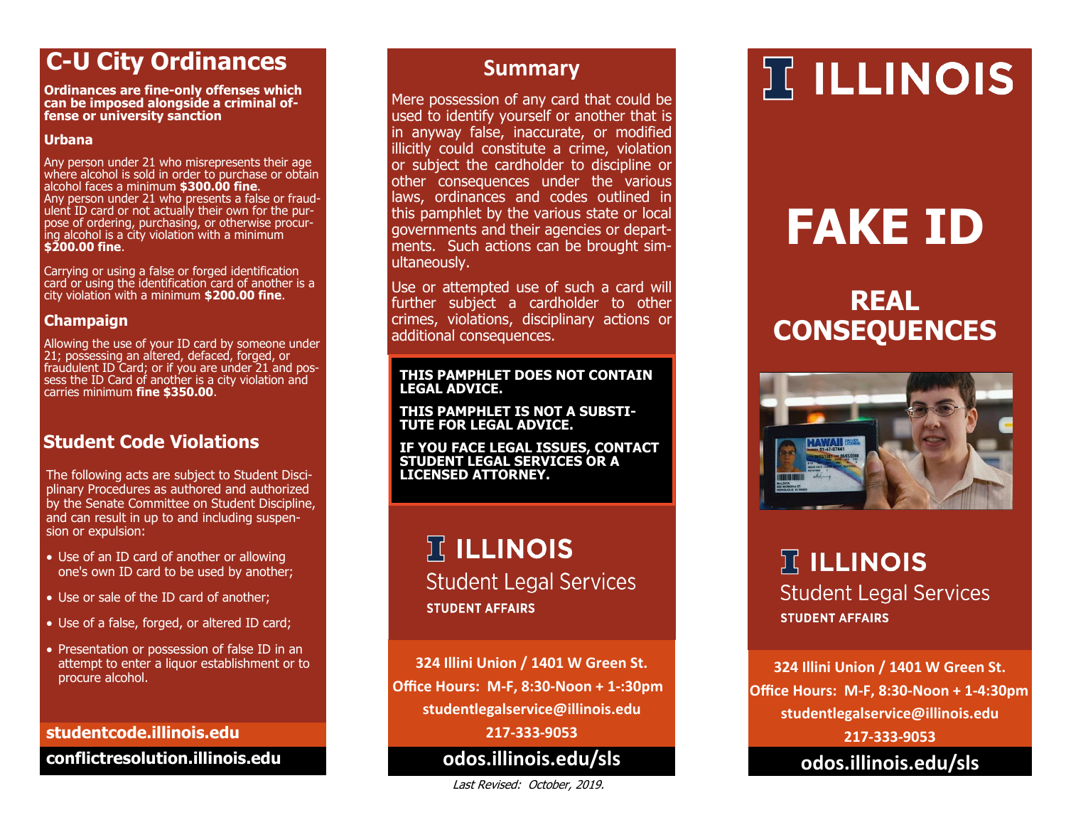# C-U City Ordinances

**Ordinances are fine-only offenses which can be imposed alongside a criminal offense or university sanction**

### Urbana

Any person under 21 who misrepresents their age where alcohol is sold in order to purchase or obtain alcohol faces a minimum **$300.00 fine**.
Any person under 21 who presents a false or fraudulent ID card or not actually their own for the purpose of ordering, purchasing, or otherwise procuring alcohol is a city violation with a minimum **$200.00 fine**.

Carrying or using a false or forged identification card or using the identification card of another is a city violation with a minimum **$200.00 fine**.

### Champaign

Allowing the use of your ID card by someone under 21; possessing an altered, defaced, forged, or fraudulent ID Card; or if you are under 21 and possess the ID Card of another is a city violation and carries minimum **fine $350.00**.

## Student Code Violations

The following acts are subject to Student Disciplinary Procedures as authored and authorized by the Senate Committee on Student Discipline, and can result in up to and including suspension or expulsion:

- Use of an ID card of another or allowing one's own ID card to be used by another;
- Use or sale of the ID card of another;
- Use of a false, forged, or altered ID card;
- Presentation or possession of false ID in an attempt to enter a liquor establishment or to procure alcohol.

**studentcode.illinois.edu**

**conflictresolution.illinois.edu**

## Summary

Mere possession of any card that could be used to identify yourself or another that is in anyway false, inaccurate, or modified illicitly could constitute a crime, violation or subject the cardholder to discipline or other consequences under the various laws, ordinances and codes outlined in this pamphlet by the various state or local governments and their agencies or departments. Such actions can be brought simultaneously.

Use or attempted use of such a card will further subject a cardholder to other crimes, violations, disciplinary actions or additional consequences.

**THIS PAMPHLET DOES NOT CONTAIN LEGAL ADVICE.**

**THIS PAMPHLET IS NOT A SUBSTITUTE FOR LEGAL ADVICE.**

**IF YOU FACE LEGAL ISSUES, CONTACT STUDENT LEGAL SERVICES OR A LICENSED ATTORNEY.**

**ILLINOIS**
Student Legal Services
**STUDENT AFFAIRS**

**324 Illini Union / 1401 W Green St.**
**Office Hours: M-F, 8:30-Noon + 1-:30pm**
**studentlegalservice@illinois.edu**
**217-333-9053**

**odos.illinois.edu/sls**

*Last Revised: October, 2019.*

# ILLINOIS

# FAKE ID

## REAL CONSEQUENCES

**ILLINOIS**
Student Legal Services
**STUDENT AFFAIRS**

**324 Illini Union / 1401 W Green St.**
**Office Hours: M-F, 8:30-Noon + 1-4:30pm**
**studentlegalservice@illinois.edu**
**217-333-9053**

**odos.illinois.edu/sls**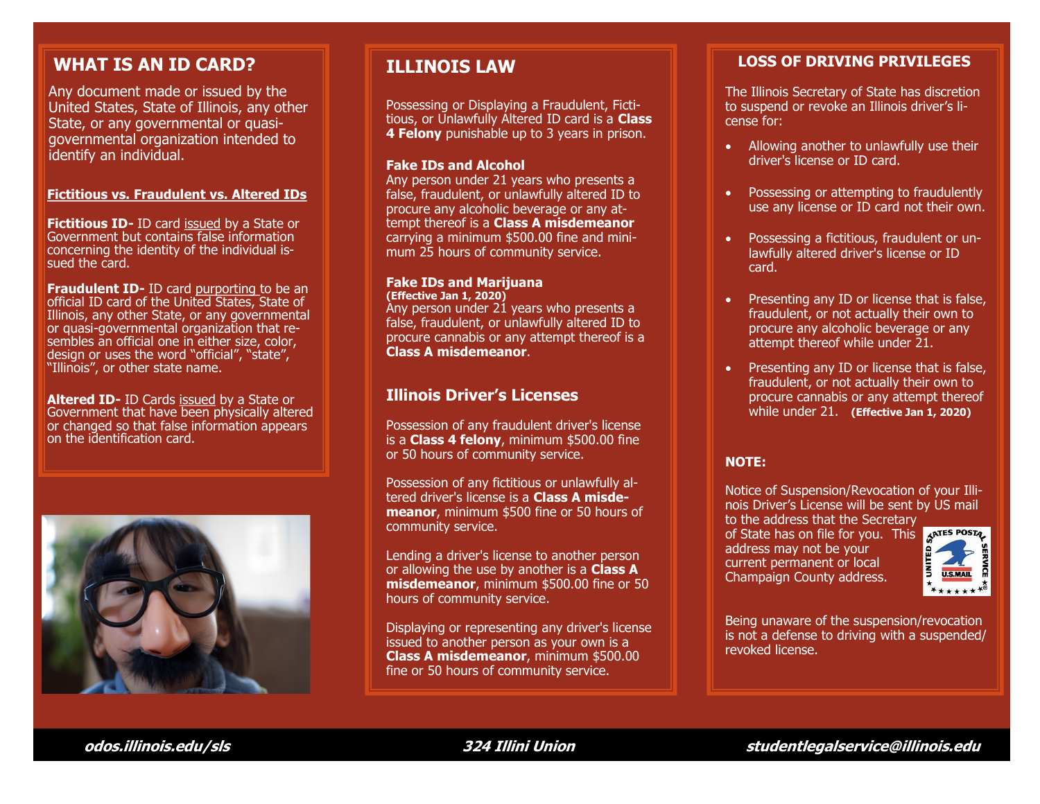## WHAT IS AN ID CARD?

Any document made or issued by the United States, State of Illinois, any other State, or any governmental or quasi-governmental organization intended to identify an individual.

**Fictitious vs. Fraudulent vs. Altered IDs**

**Fictitious ID-** ID card issued by a State or Government but contains false information concerning the identity of the individual issued the card.

**Fraudulent ID-** ID card purporting to be an official ID card of the United States, State of Illinois, any other State, or any governmental or quasi-governmental organization that resembles an official one in either size, color, design or uses the word "official", "state", "Illinois", or other state name.

**Altered ID-** ID Cards issued by a State or Government that have been physically altered or changed so that false information appears on the identification card.

## ILLINOIS LAW

Possessing or Displaying a Fraudulent, Fictitious, or Unlawfully Altered ID card is a **Class 4 Felony** punishable up to 3 years in prison.

**Fake IDs and Alcohol**
Any person under 21 years who presents a false, fraudulent, or unlawfully altered ID to procure any alcoholic beverage or any attempt thereof is a **Class A misdemeanor** carrying a minimum $500.00 fine and minimum 25 hours of community service.

**Fake IDs and Marijuana**
**(Effective Jan 1, 2020)**
Any person under 21 years who presents a false, fraudulent, or unlawfully altered ID to procure cannabis or any attempt thereof is a **Class A misdemeanor**.

### Illinois Driver's Licenses

Possession of any fraudulent driver's license is a **Class 4 felony**, minimum $500.00 fine or 50 hours of community service.

Possession of any fictitious or unlawfully altered driver's license is a **Class A misdemeanor**, minimum $500 fine or 50 hours of community service.

Lending a driver's license to another person or allowing the use by another is a **Class A misdemeanor**, minimum $500.00 fine or 50 hours of community service.

Displaying or representing any driver's license issued to another person as your own is a **Class A misdemeanor**, minimum $500.00 fine or 50 hours of community service.

## LOSS OF DRIVING PRIVILEGES

The Illinois Secretary of State has discretion to suspend or revoke an Illinois driver's license for:

- Allowing another to unlawfully use their driver's license or ID card.
- Possessing or attempting to fraudulently use any license or ID card not their own.
- Possessing a fictitious, fraudulent or unlawfully altered driver's license or ID card.
- Presenting any ID or license that is false, fraudulent, or not actually their own to procure any alcoholic beverage or any attempt thereof while under 21.
- Presenting any ID or license that is false, fraudulent, or not actually their own to procure cannabis or any attempt thereof while under 21. **(Effective Jan 1, 2020)**

**NOTE:**

Notice of Suspension/Revocation of your Illinois Driver's License will be sent by US mail to the address that the Secretary of State has on file for you. This address may not be your current permanent or local Champaign County address.

Being unaware of the suspension/revocation is not a defense to driving with a suspended/revoked license.

***odos.illinois.edu/sls*** | ***324 Illini Union*** | ***studentlegalservice@illinois.edu***